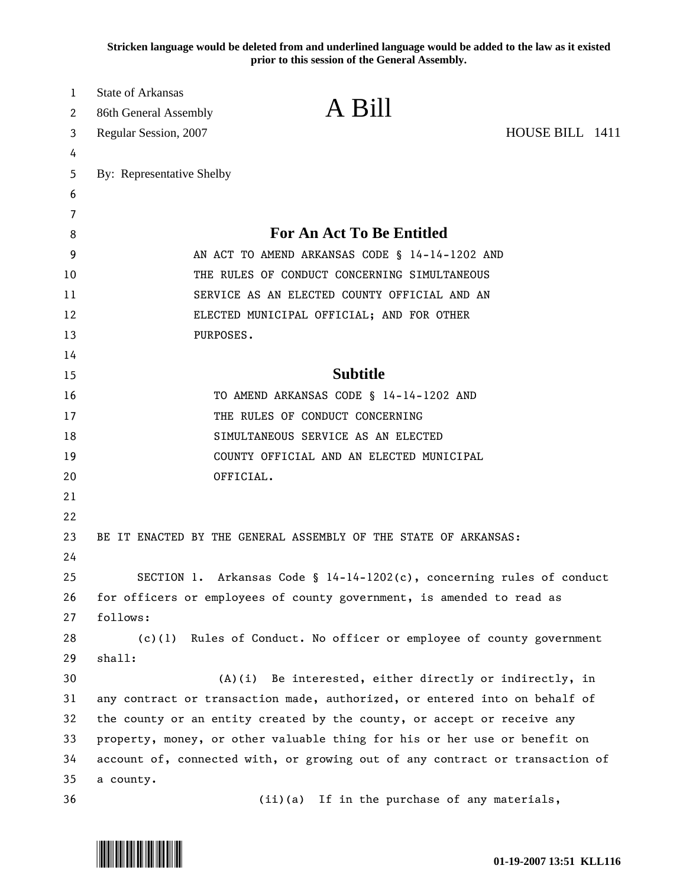**Stricken language would be deleted from and underlined language would be added to the law as it existed prior to this session of the General Assembly.**

State of Arkansas
86th General Assembly
Regular Session, 2007

# A Bill

HOUSE BILL 1411

By: Representative Shelby

## For An Act To Be Entitled

AN ACT TO AMEND ARKANSAS CODE § 14-14-1202 AND THE RULES OF CONDUCT CONCERNING SIMULTANEOUS SERVICE AS AN ELECTED COUNTY OFFICIAL AND AN ELECTED MUNICIPAL OFFICIAL; AND FOR OTHER PURPOSES.

## Subtitle

TO AMEND ARKANSAS CODE § 14-14-1202 AND THE RULES OF CONDUCT CONCERNING SIMULTANEOUS SERVICE AS AN ELECTED COUNTY OFFICIAL AND AN ELECTED MUNICIPAL OFFICIAL.

BE IT ENACTED BY THE GENERAL ASSEMBLY OF THE STATE OF ARKANSAS:

SECTION 1. Arkansas Code § 14-14-1202(c), concerning rules of conduct for officers or employees of county government, is amended to read as follows:

(c)(1) Rules of Conduct. No officer or employee of county government shall:

(A)(i) Be interested, either directly or indirectly, in any contract or transaction made, authorized, or entered into on behalf of the county or an entity created by the county, or accept or receive any property, money, or other valuable thing for his or her use or benefit on account of, connected with, or growing out of any contract or transaction of a county.

(ii)(a) If in the purchase of any materials,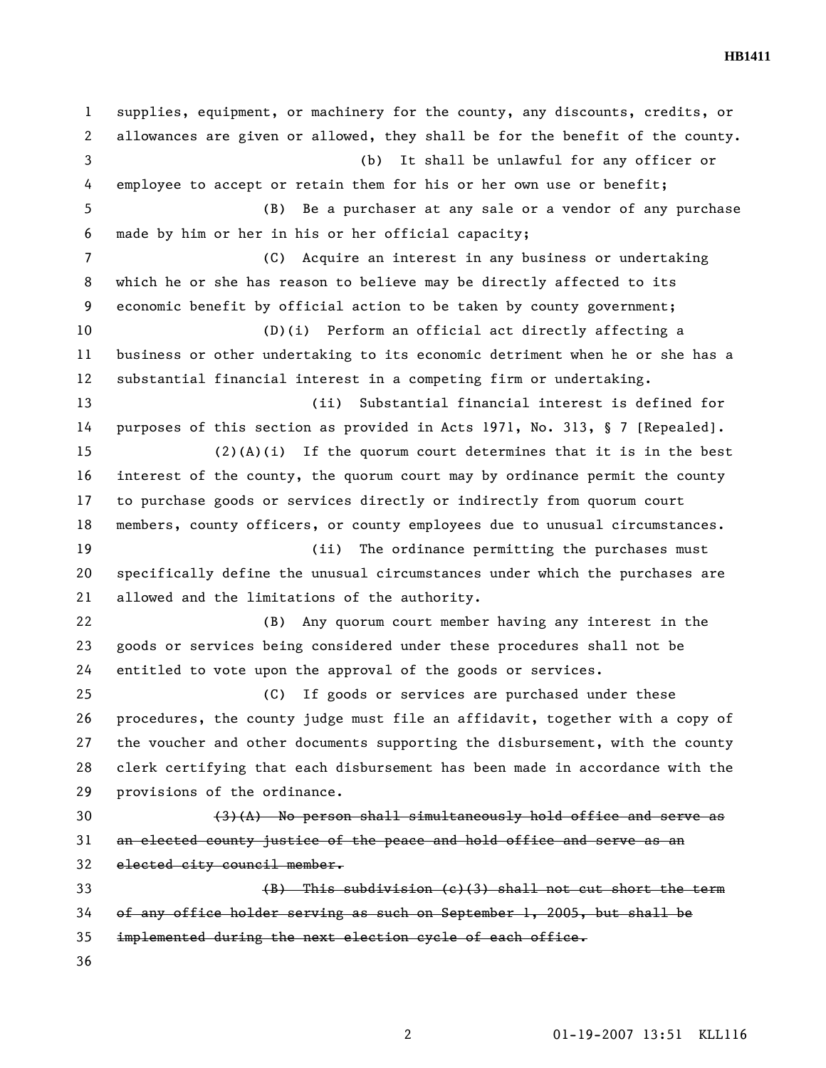supplies, equipment, or machinery for the county, any discounts, credits, or allowances are given or allowed, they shall be for the benefit of the county.

(b) It shall be unlawful for any officer or employee to accept or retain them for his or her own use or benefit;

(B) Be a purchaser at any sale or a vendor of any purchase made by him or her in his or her official capacity;

(C) Acquire an interest in any business or undertaking which he or she has reason to believe may be directly affected to its economic benefit by official action to be taken by county government;

(D)(i) Perform an official act directly affecting a business or other undertaking to its economic detriment when he or she has a substantial financial interest in a competing firm or undertaking.

(ii) Substantial financial interest is defined for purposes of this section as provided in Acts 1971, No. 313, § 7 [Repealed].

(2)(A)(i) If the quorum court determines that it is in the best interest of the county, the quorum court may by ordinance permit the county to purchase goods or services directly or indirectly from quorum court members, county officers, or county employees due to unusual circumstances.

(ii) The ordinance permitting the purchases must specifically define the unusual circumstances under which the purchases are allowed and the limitations of the authority.

(B) Any quorum court member having any interest in the goods or services being considered under these procedures shall not be entitled to vote upon the approval of the goods or services.

(C) If goods or services are purchased under these procedures, the county judge must file an affidavit, together with a copy of the voucher and other documents supporting the disbursement, with the county clerk certifying that each disbursement has been made in accordance with the provisions of the ordinance.

~~(3)(A) No person shall simultaneously hold office and serve as an elected county justice of the peace and hold office and serve as an elected city council member.~~

~~(B) This subdivision (c)(3) shall not cut short the term of any office holder serving as such on September 1, 2005, but shall be implemented during the next election cycle of each office.~~